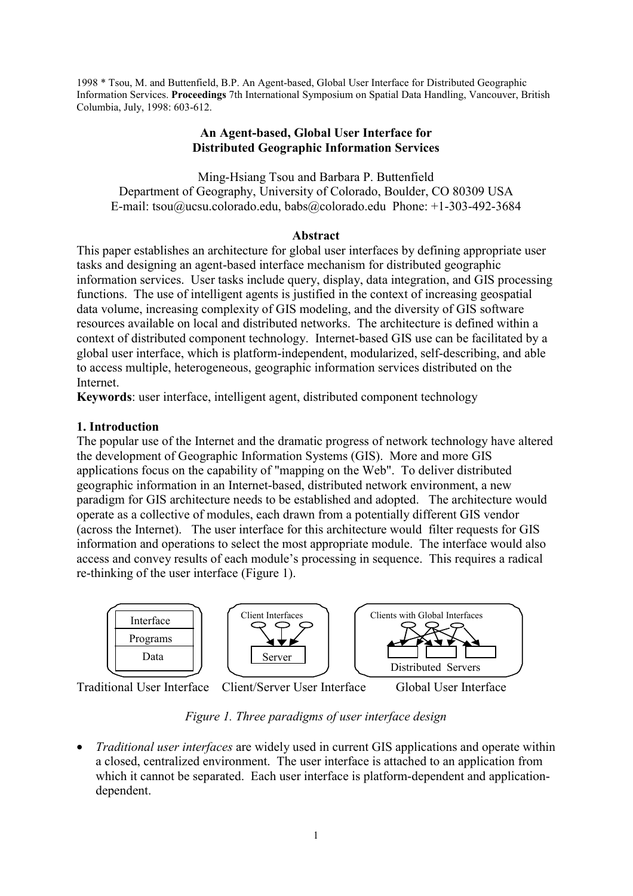1998 * Tsou, M. and Buttenfield, B.P. An Agent-based, Global User Interface for Distributed Geographic Information Services. **Proceedings** 7th International Symposium on Spatial Data Handling, Vancouver, British Columbia, July, 1998: 603-612.

# An Agent-based, Global User Interface for Distributed Geographic Information Services

Ming-Hsiang Tsou and Barbara P. Buttenfield
Department of Geography, University of Colorado, Boulder, CO 80309 USA
E-mail: tsou@ucsu.colorado.edu, babs@colorado.edu Phone: +1-303-492-3684

## Abstract

This paper establishes an architecture for global user interfaces by defining appropriate user tasks and designing an agent-based interface mechanism for distributed geographic information services. User tasks include query, display, data integration, and GIS processing functions. The use of intelligent agents is justified in the context of increasing geospatial data volume, increasing complexity of GIS modeling, and the diversity of GIS software resources available on local and distributed networks. The architecture is defined within a context of distributed component technology. Internet-based GIS use can be facilitated by a global user interface, which is platform-independent, modularized, self-describing, and able to access multiple, heterogeneous, geographic information services distributed on the Internet.

**Keywords**: user interface, intelligent agent, distributed component technology

## 1. Introduction

The popular use of the Internet and the dramatic progress of network technology have altered the development of Geographic Information Systems (GIS). More and more GIS applications focus on the capability of "mapping on the Web". To deliver distributed geographic information in an Internet-based, distributed network environment, a new paradigm for GIS architecture needs to be established and adopted. The architecture would operate as a collective of modules, each drawn from a potentially different GIS vendor (across the Internet). The user interface for this architecture would filter requests for GIS information and operations to select the most appropriate module. The interface would also access and convey results of each module's processing in sequence. This requires a radical re-thinking of the user interface (Figure 1).

Interface | Programs | Data — Traditional User Interface
Client Interfaces → Server — Client/Server User Interface
Clients with Global Interfaces → Distributed Servers — Global User Interface

*Figure 1. Three paradigms of user interface design*

- *Traditional user interfaces* are widely used in current GIS applications and operate within a closed, centralized environment. The user interface is attached to an application from which it cannot be separated. Each user interface is platform-dependent and application-dependent.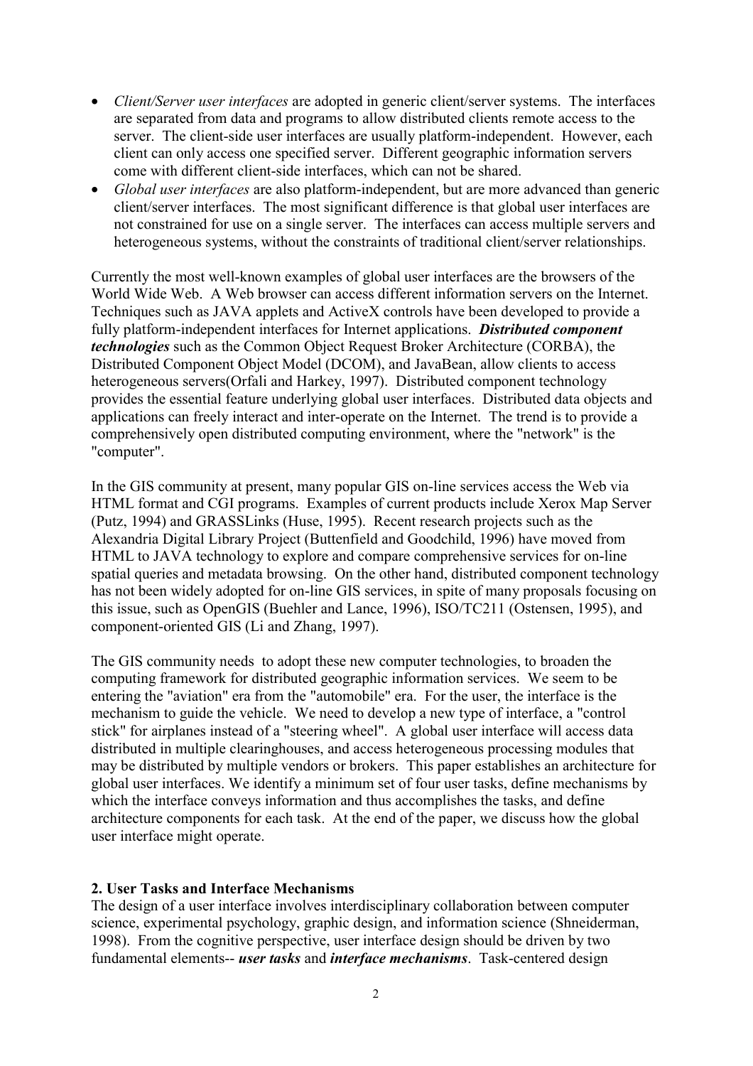- *Client/Server user interfaces* are adopted in generic client/server systems. The interfaces are separated from data and programs to allow distributed clients remote access to the server. The client-side user interfaces are usually platform-independent. However, each client can only access one specified server. Different geographic information servers come with different client-side interfaces, which can not be shared.
- *Global user interfaces* are also platform-independent, but are more advanced than generic client/server interfaces. The most significant difference is that global user interfaces are not constrained for use on a single server. The interfaces can access multiple servers and heterogeneous systems, without the constraints of traditional client/server relationships.

Currently the most well-known examples of global user interfaces are the browsers of the World Wide Web. A Web browser can access different information servers on the Internet. Techniques such as JAVA applets and ActiveX controls have been developed to provide a fully platform-independent interfaces for Internet applications. ***Distributed component technologies*** such as the Common Object Request Broker Architecture (CORBA), the Distributed Component Object Model (DCOM), and JavaBean, allow clients to access heterogeneous servers(Orfali and Harkey, 1997). Distributed component technology provides the essential feature underlying global user interfaces. Distributed data objects and applications can freely interact and inter-operate on the Internet. The trend is to provide a comprehensively open distributed computing environment, where the "network" is the "computer".

In the GIS community at present, many popular GIS on-line services access the Web via HTML format and CGI programs. Examples of current products include Xerox Map Server (Putz, 1994) and GRASSLinks (Huse, 1995). Recent research projects such as the Alexandria Digital Library Project (Buttenfield and Goodchild, 1996) have moved from HTML to JAVA technology to explore and compare comprehensive services for on-line spatial queries and metadata browsing. On the other hand, distributed component technology has not been widely adopted for on-line GIS services, in spite of many proposals focusing on this issue, such as OpenGIS (Buehler and Lance, 1996), ISO/TC211 (Ostensen, 1995), and component-oriented GIS (Li and Zhang, 1997).

The GIS community needs to adopt these new computer technologies, to broaden the computing framework for distributed geographic information services. We seem to be entering the "aviation" era from the "automobile" era. For the user, the interface is the mechanism to guide the vehicle. We need to develop a new type of interface, a "control stick" for airplanes instead of a "steering wheel". A global user interface will access data distributed in multiple clearinghouses, and access heterogeneous processing modules that may be distributed by multiple vendors or brokers. This paper establishes an architecture for global user interfaces. We identify a minimum set of four user tasks, define mechanisms by which the interface conveys information and thus accomplishes the tasks, and define architecture components for each task. At the end of the paper, we discuss how the global user interface might operate.

## 2. User Tasks and Interface Mechanisms

The design of a user interface involves interdisciplinary collaboration between computer science, experimental psychology, graphic design, and information science (Shneiderman, 1998). From the cognitive perspective, user interface design should be driven by two fundamental elements-- ***user tasks*** and ***interface mechanisms***. Task-centered design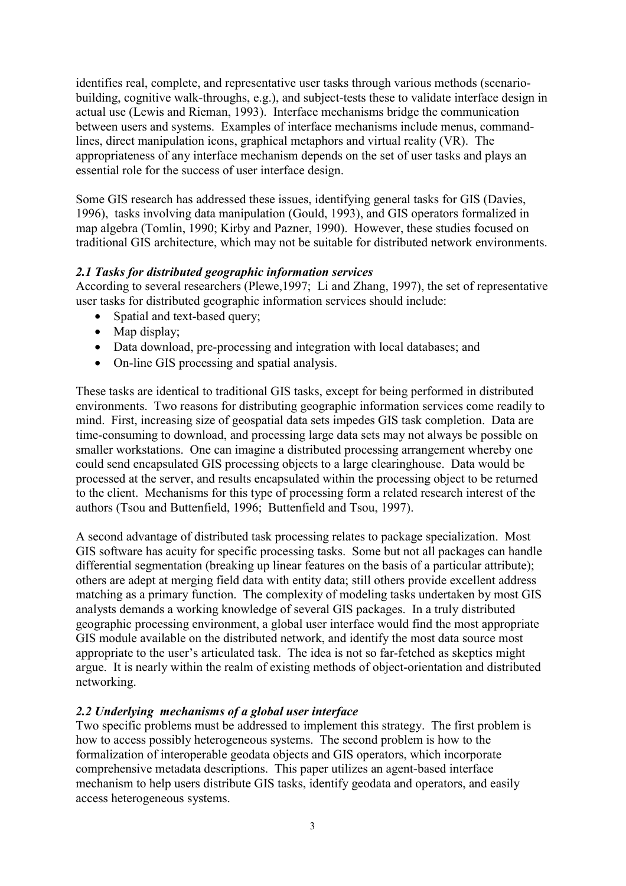identifies real, complete, and representative user tasks through various methods (scenario-building, cognitive walk-throughs, e.g.), and subject-tests these to validate interface design in actual use (Lewis and Rieman, 1993). Interface mechanisms bridge the communication between users and systems. Examples of interface mechanisms include menus, command-lines, direct manipulation icons, graphical metaphors and virtual reality (VR). The appropriateness of any interface mechanism depends on the set of user tasks and plays an essential role for the success of user interface design.

Some GIS research has addressed these issues, identifying general tasks for GIS (Davies, 1996), tasks involving data manipulation (Gould, 1993), and GIS operators formalized in map algebra (Tomlin, 1990; Kirby and Pazner, 1990). However, these studies focused on traditional GIS architecture, which may not be suitable for distributed network environments.

### *2.1 Tasks for distributed geographic information services*

According to several researchers (Plewe,1997; Li and Zhang, 1997), the set of representative user tasks for distributed geographic information services should include:

- Spatial and text-based query;
- Map display;
- Data download, pre-processing and integration with local databases; and
- On-line GIS processing and spatial analysis.

These tasks are identical to traditional GIS tasks, except for being performed in distributed environments. Two reasons for distributing geographic information services come readily to mind. First, increasing size of geospatial data sets impedes GIS task completion. Data are time-consuming to download, and processing large data sets may not always be possible on smaller workstations. One can imagine a distributed processing arrangement whereby one could send encapsulated GIS processing objects to a large clearinghouse. Data would be processed at the server, and results encapsulated within the processing object to be returned to the client. Mechanisms for this type of processing form a related research interest of the authors (Tsou and Buttenfield, 1996; Buttenfield and Tsou, 1997).

A second advantage of distributed task processing relates to package specialization. Most GIS software has acuity for specific processing tasks. Some but not all packages can handle differential segmentation (breaking up linear features on the basis of a particular attribute); others are adept at merging field data with entity data; still others provide excellent address matching as a primary function. The complexity of modeling tasks undertaken by most GIS analysts demands a working knowledge of several GIS packages. In a truly distributed geographic processing environment, a global user interface would find the most appropriate GIS module available on the distributed network, and identify the most data source most appropriate to the user's articulated task. The idea is not so far-fetched as skeptics might argue. It is nearly within the realm of existing methods of object-orientation and distributed networking.

### *2.2 Underlying mechanisms of a global user interface*

Two specific problems must be addressed to implement this strategy. The first problem is how to access possibly heterogeneous systems. The second problem is how to the formalization of interoperable geodata objects and GIS operators, which incorporate comprehensive metadata descriptions. This paper utilizes an agent-based interface mechanism to help users distribute GIS tasks, identify geodata and operators, and easily access heterogeneous systems.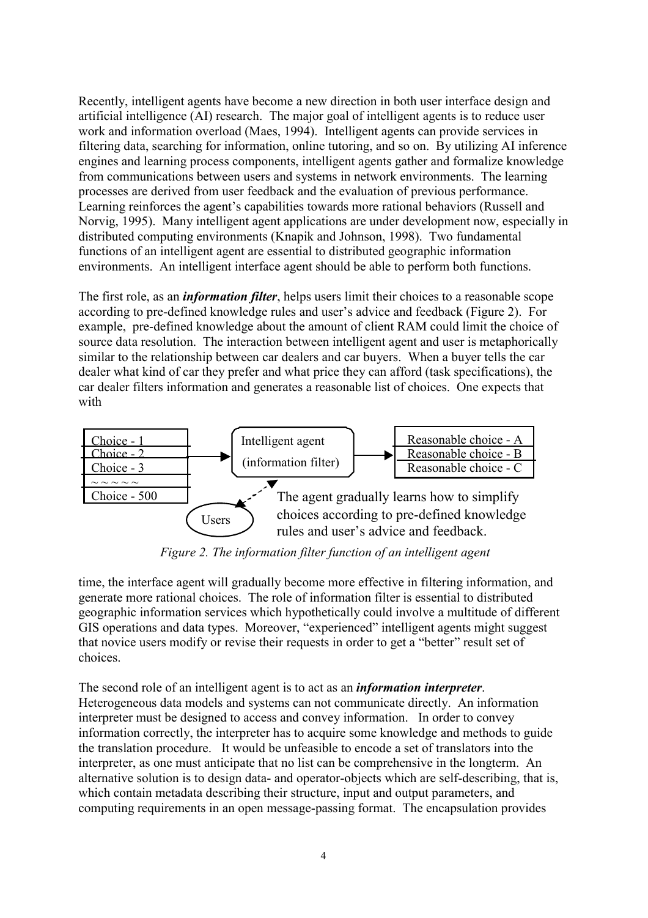Recently, intelligent agents have become a new direction in both user interface design and artificial intelligence (AI) research. The major goal of intelligent agents is to reduce user work and information overload (Maes, 1994). Intelligent agents can provide services in filtering data, searching for information, online tutoring, and so on. By utilizing AI inference engines and learning process components, intelligent agents gather and formalize knowledge from communications between users and systems in network environments. The learning processes are derived from user feedback and the evaluation of previous performance. Learning reinforces the agent's capabilities towards more rational behaviors (Russell and Norvig, 1995). Many intelligent agent applications are under development now, especially in distributed computing environments (Knapik and Johnson, 1998). Two fundamental functions of an intelligent agent are essential to distributed geographic information environments. An intelligent interface agent should be able to perform both functions.

The first role, as an ***information filter***, helps users limit their choices to a reasonable scope according to pre-defined knowledge rules and user's advice and feedback (Figure 2). For example, pre-defined knowledge about the amount of client RAM could limit the choice of source data resolution. The interaction between intelligent agent and user is metaphorically similar to the relationship between car dealers and car buyers. When a buyer tells the car dealer what kind of car they prefer and what price they can afford (task specifications), the car dealer filters information and generates a reasonable list of choices. One expects that with time, the interface agent will gradually become more effective in filtering information, and generate more rational choices. The role of information filter is essential to distributed geographic information services which hypothetically could involve a multitude of different GIS operations and data types. Moreover, "experienced" intelligent agents might suggest that novice users modify or revise their requests in order to get a "better" result set of choices.

Choice - 1
Choice - 2
Choice - 3
~ ~ ~ ~ ~
Choice - 500

Intelligent agent (information filter)

Reasonable choice - A
Reasonable choice - B
Reasonable choice - C

Users

The agent gradually learns how to simplify choices according to pre-defined knowledge rules and user's advice and feedback.

*Figure 2. The information filter function of an intelligent agent*

The second role of an intelligent agent is to act as an ***information interpreter***. Heterogeneous data models and systems can not communicate directly. An information interpreter must be designed to access and convey information. In order to convey information correctly, the interpreter has to acquire some knowledge and methods to guide the translation procedure. It would be unfeasible to encode a set of translators into the interpreter, as one must anticipate that no list can be comprehensive in the longterm. An alternative solution is to design data- and operator-objects which are self-describing, that is, which contain metadata describing their structure, input and output parameters, and computing requirements in an open message-passing format. The encapsulation provides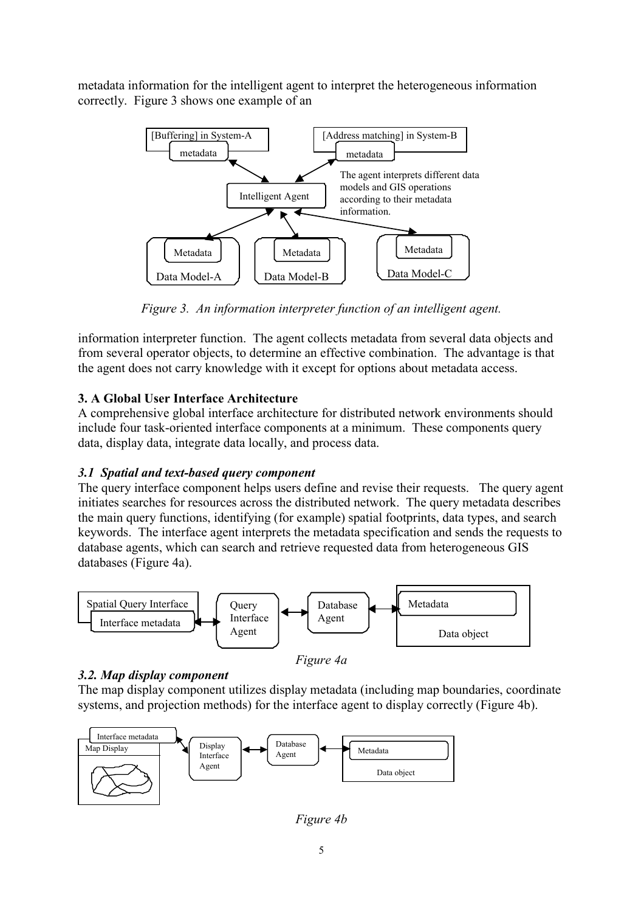metadata information for the intelligent agent to interpret the heterogeneous information correctly. Figure 3 shows one example of an

*Figure 3. An information interpreter function of an intelligent agent.*

information interpreter function. The agent collects metadata from several data objects and from several operator objects, to determine an effective combination. The advantage is that the agent does not carry knowledge with it except for options about metadata access.

### 3. A Global User Interface Architecture

A comprehensive global interface architecture for distributed network environments should include four task-oriented interface components at a minimum. These components query data, display data, integrate data locally, and process data.

#### *3.1 Spatial and text-based query component*

The query interface component helps users define and revise their requests. The query agent initiates searches for resources across the distributed network. The query metadata describes the main query functions, identifying (for example) spatial footprints, data types, and search keywords. The interface agent interprets the metadata specification and sends the requests to database agents, which can search and retrieve requested data from heterogeneous GIS databases (Figure 4a).

*Figure 4a*

#### *3.2. Map display component*

The map display component utilizes display metadata (including map boundaries, coordinate systems, and projection methods) for the interface agent to display correctly (Figure 4b).

*Figure 4b*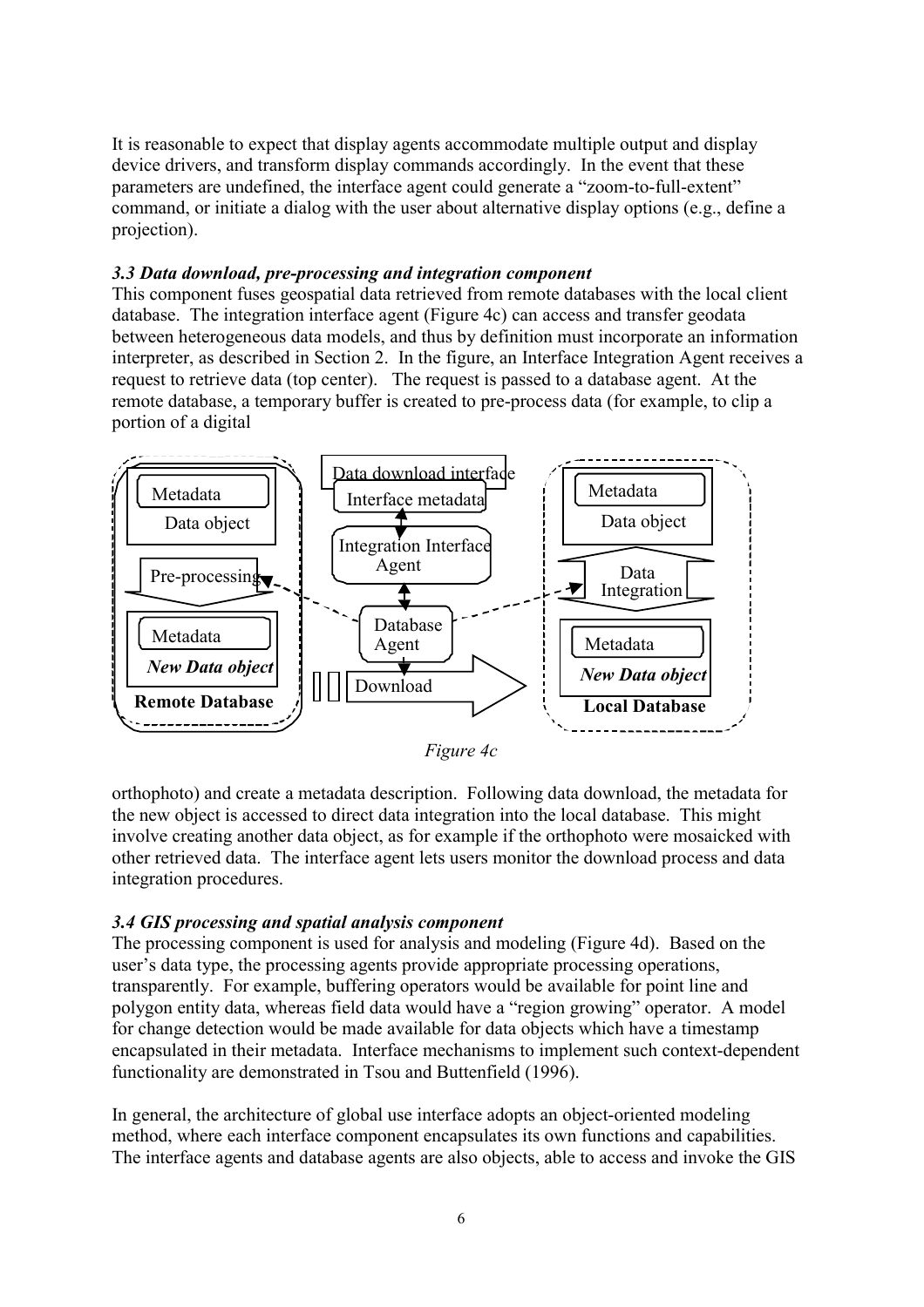It is reasonable to expect that display agents accommodate multiple output and display device drivers, and transform display commands accordingly. In the event that these parameters are undefined, the interface agent could generate a "zoom-to-full-extent" command, or initiate a dialog with the user about alternative display options (e.g., define a projection).

### *3.3 Data download, pre-processing and integration component*

This component fuses geospatial data retrieved from remote databases with the local client database. The integration interface agent (Figure 4c) can access and transfer geodata between heterogeneous data models, and thus by definition must incorporate an information interpreter, as described in Section 2. In the figure, an Interface Integration Agent receives a request to retrieve data (top center). The request is passed to a database agent. At the remote database, a temporary buffer is created to pre-process data (for example, to clip a portion of a digital

*Figure 4c*

orthophoto) and create a metadata description. Following data download, the metadata for the new object is accessed to direct data integration into the local database. This might involve creating another data object, as for example if the orthophoto were mosaicked with other retrieved data. The interface agent lets users monitor the download process and data integration procedures.

### *3.4 GIS processing and spatial analysis component*

The processing component is used for analysis and modeling (Figure 4d). Based on the user's data type, the processing agents provide appropriate processing operations, transparently. For example, buffering operators would be available for point line and polygon entity data, whereas field data would have a "region growing" operator. A model for change detection would be made available for data objects which have a timestamp encapsulated in their metadata. Interface mechanisms to implement such context-dependent functionality are demonstrated in Tsou and Buttenfield (1996).

In general, the architecture of global use interface adopts an object-oriented modeling method, where each interface component encapsulates its own functions and capabilities. The interface agents and database agents are also objects, able to access and invoke the GIS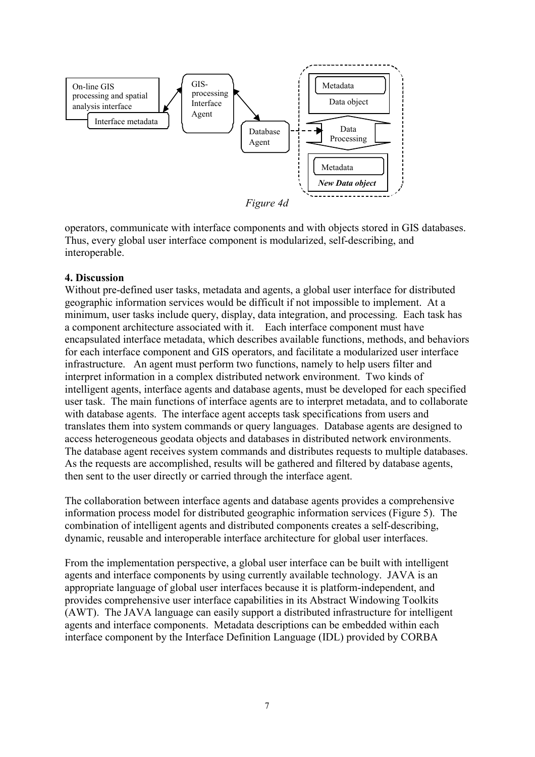*Figure 4d*

operators, communicate with interface components and with objects stored in GIS databases. Thus, every global user interface component is modularized, self-describing, and interoperable.

**4. Discussion**

Without pre-defined user tasks, metadata and agents, a global user interface for distributed geographic information services would be difficult if not impossible to implement. At a minimum, user tasks include query, display, data integration, and processing. Each task has a component architecture associated with it. Each interface component must have encapsulated interface metadata, which describes available functions, methods, and behaviors for each interface component and GIS operators, and facilitate a modularized user interface infrastructure. An agent must perform two functions, namely to help users filter and interpret information in a complex distributed network environment. Two kinds of intelligent agents, interface agents and database agents, must be developed for each specified user task. The main functions of interface agents are to interpret metadata, and to collaborate with database agents. The interface agent accepts task specifications from users and translates them into system commands or query languages. Database agents are designed to access heterogeneous geodata objects and databases in distributed network environments. The database agent receives system commands and distributes requests to multiple databases. As the requests are accomplished, results will be gathered and filtered by database agents, then sent to the user directly or carried through the interface agent.

The collaboration between interface agents and database agents provides a comprehensive information process model for distributed geographic information services (Figure 5). The combination of intelligent agents and distributed components creates a self-describing, dynamic, reusable and interoperable interface architecture for global user interfaces.

From the implementation perspective, a global user interface can be built with intelligent agents and interface components by using currently available technology. JAVA is an appropriate language of global user interfaces because it is platform-independent, and provides comprehensive user interface capabilities in its Abstract Windowing Toolkits (AWT). The JAVA language can easily support a distributed infrastructure for intelligent agents and interface components. Metadata descriptions can be embedded within each interface component by the Interface Definition Language (IDL) provided by CORBA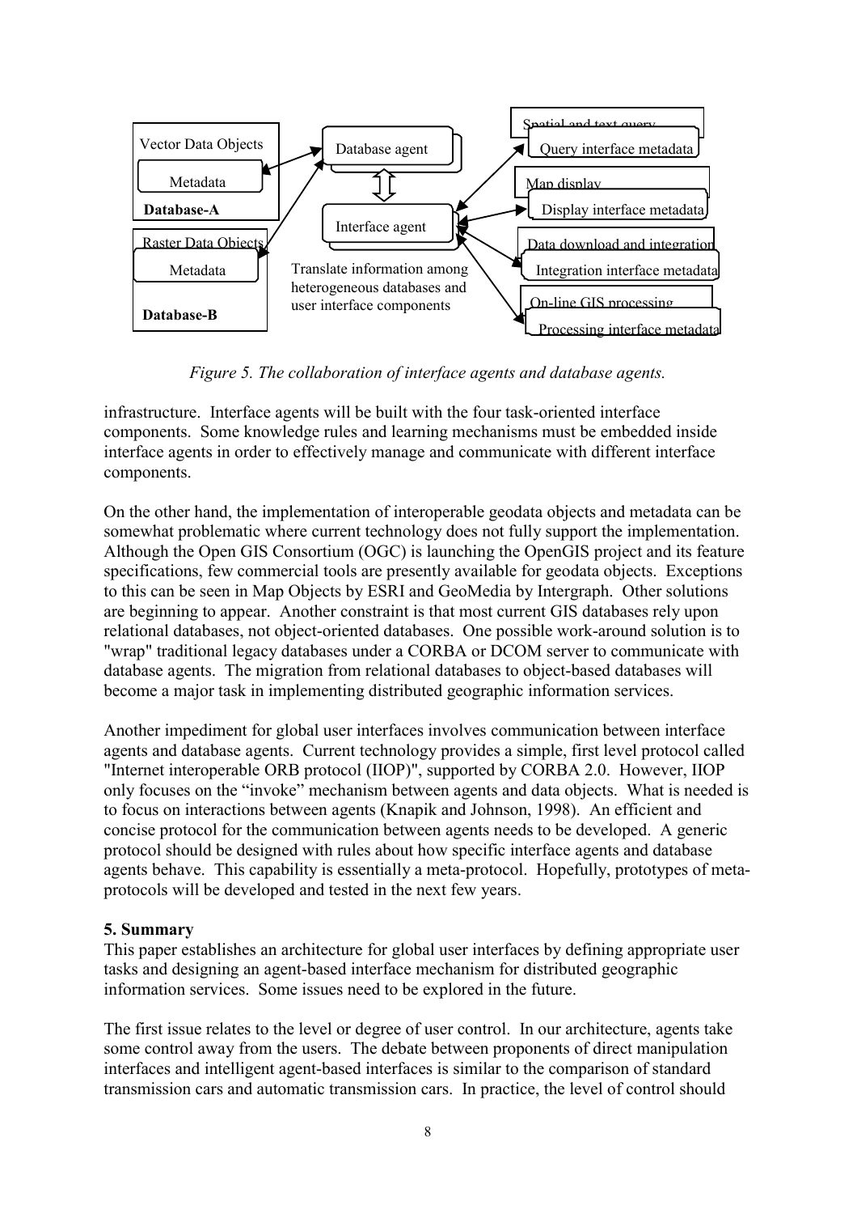*Figure 5. The collaboration of interface agents and database agents.*

infrastructure. Interface agents will be built with the four task-oriented interface components. Some knowledge rules and learning mechanisms must be embedded inside interface agents in order to effectively manage and communicate with different interface components.

On the other hand, the implementation of interoperable geodata objects and metadata can be somewhat problematic where current technology does not fully support the implementation. Although the Open GIS Consortium (OGC) is launching the OpenGIS project and its feature specifications, few commercial tools are presently available for geodata objects. Exceptions to this can be seen in Map Objects by ESRI and GeoMedia by Intergraph. Other solutions are beginning to appear. Another constraint is that most current GIS databases rely upon relational databases, not object-oriented databases. One possible work-around solution is to "wrap" traditional legacy databases under a CORBA or DCOM server to communicate with database agents. The migration from relational databases to object-based databases will become a major task in implementing distributed geographic information services.

Another impediment for global user interfaces involves communication between interface agents and database agents. Current technology provides a simple, first level protocol called "Internet interoperable ORB protocol (IIOP)", supported by CORBA 2.0. However, IIOP only focuses on the "invoke" mechanism between agents and data objects. What is needed is to focus on interactions between agents (Knapik and Johnson, 1998). An efficient and concise protocol for the communication between agents needs to be developed. A generic protocol should be designed with rules about how specific interface agents and database agents behave. This capability is essentially a meta-protocol. Hopefully, prototypes of meta-protocols will be developed and tested in the next few years.

## 5. Summary

This paper establishes an architecture for global user interfaces by defining appropriate user tasks and designing an agent-based interface mechanism for distributed geographic information services. Some issues need to be explored in the future.

The first issue relates to the level or degree of user control. In our architecture, agents take some control away from the users. The debate between proponents of direct manipulation interfaces and intelligent agent-based interfaces is similar to the comparison of standard transmission cars and automatic transmission cars. In practice, the level of control should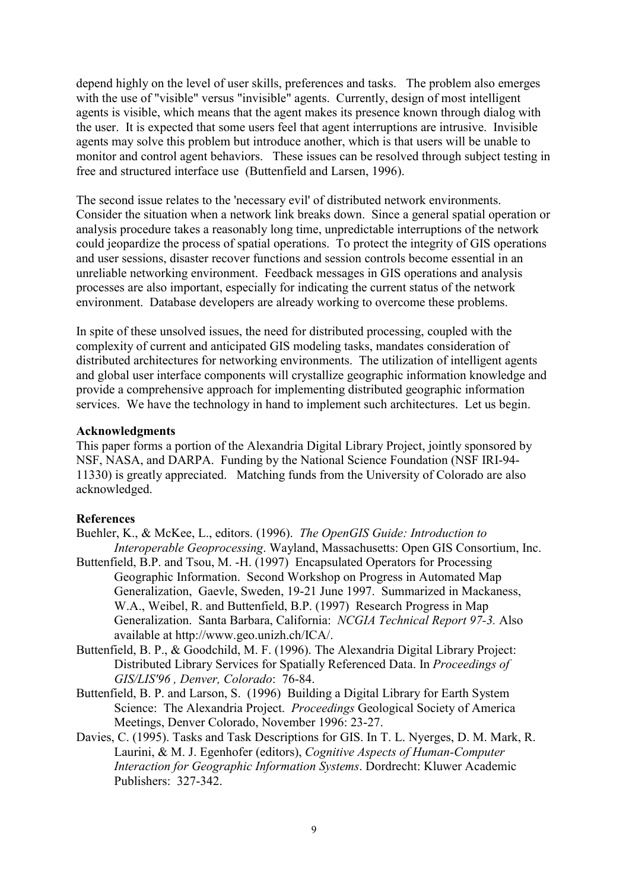depend highly on the level of user skills, preferences and tasks. The problem also emerges with the use of "visible" versus "invisible" agents. Currently, design of most intelligent agents is visible, which means that the agent makes its presence known through dialog with the user. It is expected that some users feel that agent interruptions are intrusive. Invisible agents may solve this problem but introduce another, which is that users will be unable to monitor and control agent behaviors. These issues can be resolved through subject testing in free and structured interface use (Buttenfield and Larsen, 1996).

The second issue relates to the 'necessary evil' of distributed network environments. Consider the situation when a network link breaks down. Since a general spatial operation or analysis procedure takes a reasonably long time, unpredictable interruptions of the network could jeopardize the process of spatial operations. To protect the integrity of GIS operations and user sessions, disaster recover functions and session controls become essential in an unreliable networking environment. Feedback messages in GIS operations and analysis processes are also important, especially for indicating the current status of the network environment. Database developers are already working to overcome these problems.

In spite of these unsolved issues, the need for distributed processing, coupled with the complexity of current and anticipated GIS modeling tasks, mandates consideration of distributed architectures for networking environments. The utilization of intelligent agents and global user interface components will crystallize geographic information knowledge and provide a comprehensive approach for implementing distributed geographic information services. We have the technology in hand to implement such architectures. Let us begin.

**Acknowledgments**

This paper forms a portion of the Alexandria Digital Library Project, jointly sponsored by NSF, NASA, and DARPA. Funding by the National Science Foundation (NSF IRI-94-11330) is greatly appreciated. Matching funds from the University of Colorado are also acknowledged.

**References**

Buehler, K., & McKee, L., editors. (1996). *The OpenGIS Guide: Introduction to Interoperable Geoprocessing*. Wayland, Massachusetts: Open GIS Consortium, Inc.

Buttenfield, B.P. and Tsou, M. -H. (1997) Encapsulated Operators for Processing Geographic Information. Second Workshop on Progress in Automated Map Generalization, Gaevle, Sweden, 19-21 June 1997. Summarized in Mackaness, W.A., Weibel, R. and Buttenfield, B.P. (1997) Research Progress in Map Generalization. Santa Barbara, California: *NCGIA Technical Report 97-3.* Also available at http://www.geo.unizh.ch/ICA/.

Buttenfield, B. P., & Goodchild, M. F. (1996). The Alexandria Digital Library Project: Distributed Library Services for Spatially Referenced Data. In *Proceedings of GIS/LIS'96 , Denver, Colorado*: 76-84.

Buttenfield, B. P. and Larson, S. (1996) Building a Digital Library for Earth System Science: The Alexandria Project. *Proceedings* Geological Society of America Meetings, Denver Colorado, November 1996: 23-27.

Davies, C. (1995). Tasks and Task Descriptions for GIS. In T. L. Nyerges, D. M. Mark, R. Laurini, & M. J. Egenhofer (editors), *Cognitive Aspects of Human-Computer Interaction for Geographic Information Systems*. Dordrecht: Kluwer Academic Publishers: 327-342.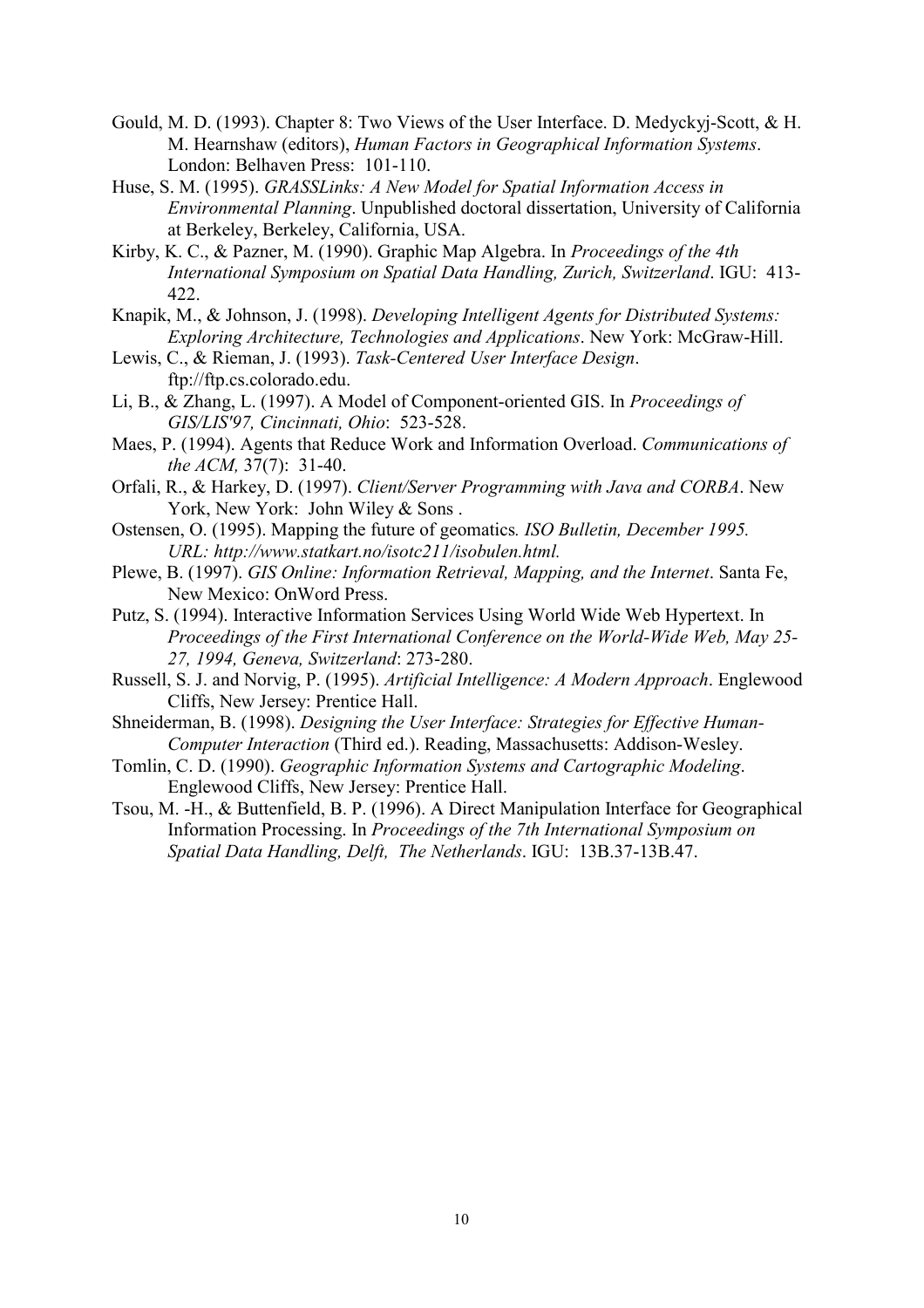Gould, M. D. (1993). Chapter 8: Two Views of the User Interface. D. Medyckyj-Scott, & H. M. Hearnshaw (editors), *Human Factors in Geographical Information Systems*. London: Belhaven Press: 101-110.

Huse, S. M. (1995). *GRASSLinks: A New Model for Spatial Information Access in Environmental Planning*. Unpublished doctoral dissertation, University of California at Berkeley, Berkeley, California, USA.

Kirby, K. C., & Pazner, M. (1990). Graphic Map Algebra. In *Proceedings of the 4th International Symposium on Spatial Data Handling, Zurich, Switzerland*. IGU: 413-422.

Knapik, M., & Johnson, J. (1998). *Developing Intelligent Agents for Distributed Systems: Exploring Architecture, Technologies and Applications*. New York: McGraw-Hill.

Lewis, C., & Rieman, J. (1993). *Task-Centered User Interface Design*. ftp://ftp.cs.colorado.edu.

Li, B., & Zhang, L. (1997). A Model of Component-oriented GIS. In *Proceedings of GIS/LIS'97, Cincinnati, Ohio*: 523-528.

Maes, P. (1994). Agents that Reduce Work and Information Overload. *Communications of the ACM,* 37(7): 31-40.

Orfali, R., & Harkey, D. (1997). *Client/Server Programming with Java and CORBA*. New York, New York: John Wiley & Sons .

Ostensen, O. (1995). Mapping the future of geomatics*. ISO Bulletin, December 1995. URL: http://www.statkart.no/isotc211/isobulen.html.*

Plewe, B. (1997). *GIS Online: Information Retrieval, Mapping, and the Internet*. Santa Fe, New Mexico: OnWord Press.

Putz, S. (1994). Interactive Information Services Using World Wide Web Hypertext. In *Proceedings of the First International Conference on the World-Wide Web, May 25-27, 1994, Geneva, Switzerland*: 273-280.

Russell, S. J. and Norvig, P. (1995). *Artificial Intelligence: A Modern Approach*. Englewood Cliffs, New Jersey: Prentice Hall.

Shneiderman, B. (1998). *Designing the User Interface: Strategies for Effective Human-Computer Interaction* (Third ed.). Reading, Massachusetts: Addison-Wesley.

Tomlin, C. D. (1990). *Geographic Information Systems and Cartographic Modeling*. Englewood Cliffs, New Jersey: Prentice Hall.

Tsou, M. -H., & Buttenfield, B. P. (1996). A Direct Manipulation Interface for Geographical Information Processing. In *Proceedings of the 7th International Symposium on Spatial Data Handling, Delft, The Netherlands*. IGU: 13B.37-13B.47.